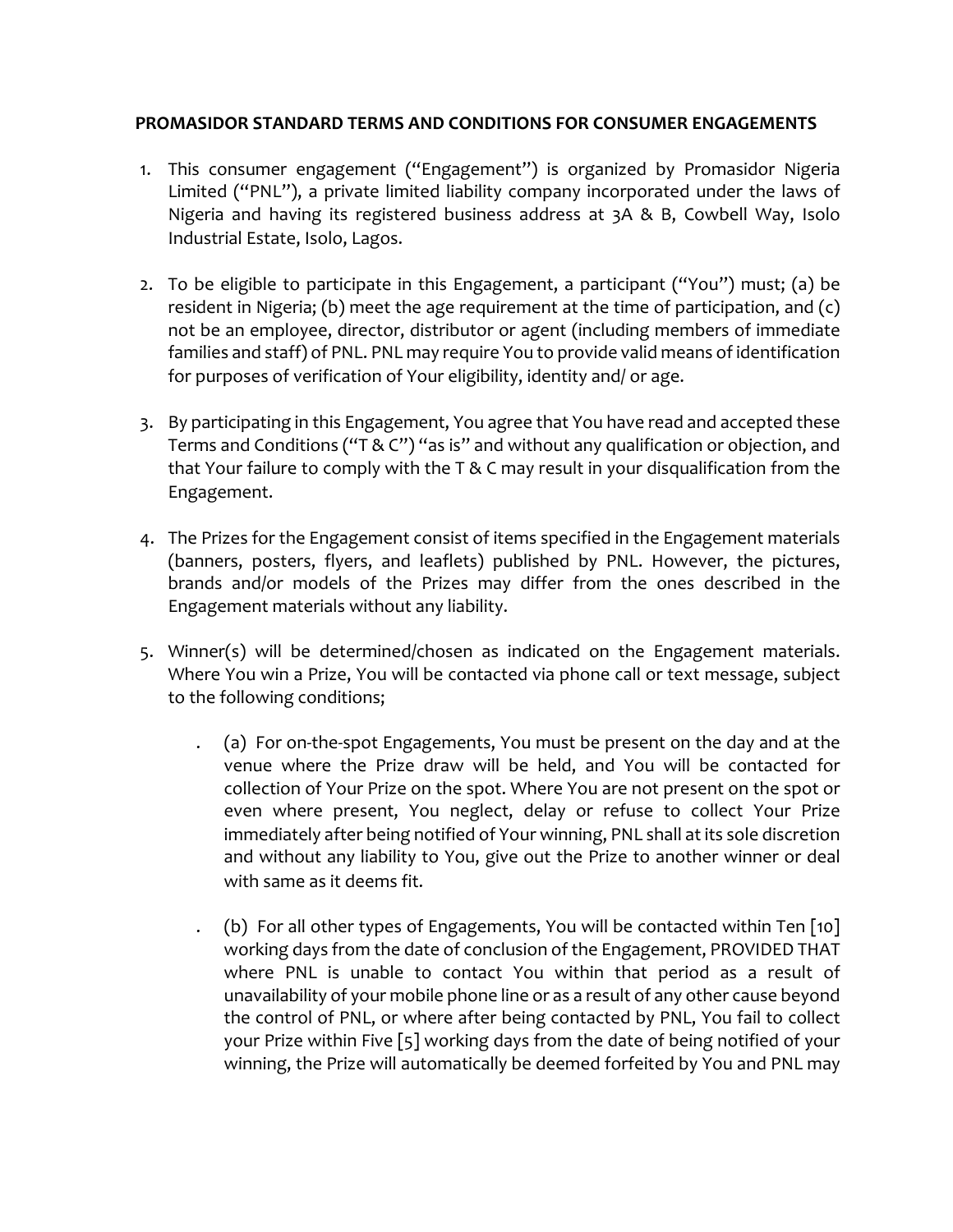**PROMASIDOR STANDARD TERMS AND CONDITIONS FOR CONSUMER ENGAGEMENTS**

1. This consumer engagement ("Engagement") is organized by Promasidor Nigeria Limited ("PNL"), a private limited liability company incorporated under the laws of Nigeria and having its registered business address at 3A & B, Cowbell Way, Isolo Industrial Estate, Isolo, Lagos.

2. To be eligible to participate in this Engagement, a participant ("You") must; (a) be resident in Nigeria; (b) meet the age requirement at the time of participation, and (c) not be an employee, director, distributor or agent (including members of immediate families and staff) of PNL. PNL may require You to provide valid means of identification for purposes of verification of Your eligibility, identity and/ or age.

3. By participating in this Engagement, You agree that You have read and accepted these Terms and Conditions ("T & C") "as is" and without any qualification or objection, and that Your failure to comply with the T & C may result in your disqualification from the Engagement.

4. The Prizes for the Engagement consist of items specified in the Engagement materials (banners, posters, flyers, and leaflets) published by PNL. However, the pictures, brands and/or models of the Prizes may differ from the ones described in the Engagement materials without any liability.

5. Winner(s) will be determined/chosen as indicated on the Engagement materials. Where You win a Prize, You will be contacted via phone call or text message, subject to the following conditions;

   (a) For on-the-spot Engagements, You must be present on the day and at the venue where the Prize draw will be held, and You will be contacted for collection of Your Prize on the spot. Where You are not present on the spot or even where present, You neglect, delay or refuse to collect Your Prize immediately after being notified of Your winning, PNL shall at its sole discretion and without any liability to You, give out the Prize to another winner or deal with same as it deems fit.

   (b) For all other types of Engagements, You will be contacted within Ten [10] working days from the date of conclusion of the Engagement, PROVIDED THAT where PNL is unable to contact You within that period as a result of unavailability of your mobile phone line or as a result of any other cause beyond the control of PNL, or where after being contacted by PNL, You fail to collect your Prize within Five [5] working days from the date of being notified of your winning, the Prize will automatically be deemed forfeited by You and PNL may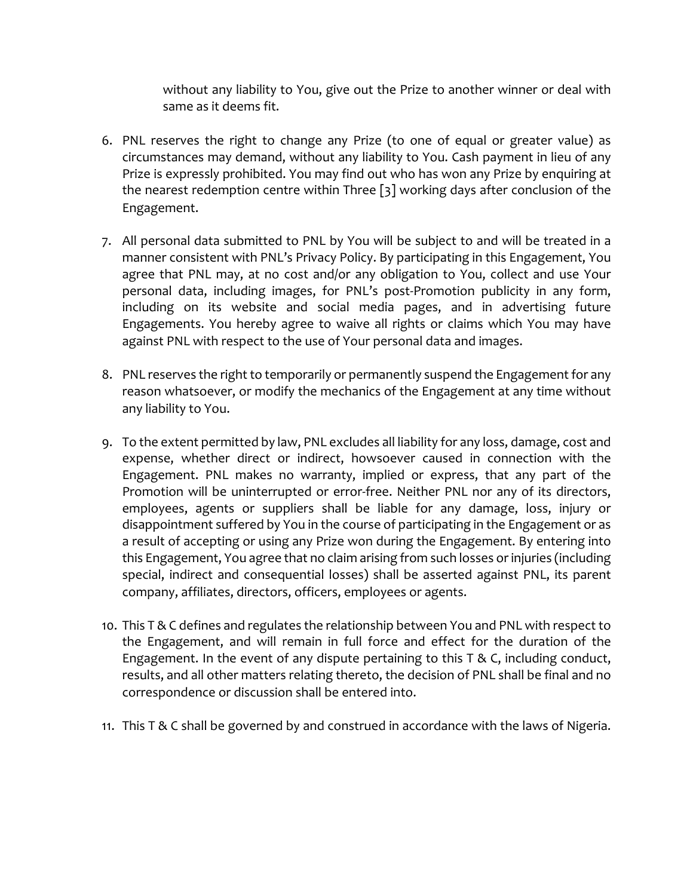without any liability to You, give out the Prize to another winner or deal with same as it deems fit.

6. PNL reserves the right to change any Prize (to one of equal or greater value) as circumstances may demand, without any liability to You. Cash payment in lieu of any Prize is expressly prohibited. You may find out who has won any Prize by enquiring at the nearest redemption centre within Three [3] working days after conclusion of the Engagement.

7. All personal data submitted to PNL by You will be subject to and will be treated in a manner consistent with PNL's Privacy Policy. By participating in this Engagement, You agree that PNL may, at no cost and/or any obligation to You, collect and use Your personal data, including images, for PNL's post-Promotion publicity in any form, including on its website and social media pages, and in advertising future Engagements. You hereby agree to waive all rights or claims which You may have against PNL with respect to the use of Your personal data and images.

8. PNL reserves the right to temporarily or permanently suspend the Engagement for any reason whatsoever, or modify the mechanics of the Engagement at any time without any liability to You.

9. To the extent permitted by law, PNL excludes all liability for any loss, damage, cost and expense, whether direct or indirect, howsoever caused in connection with the Engagement. PNL makes no warranty, implied or express, that any part of the Promotion will be uninterrupted or error-free. Neither PNL nor any of its directors, employees, agents or suppliers shall be liable for any damage, loss, injury or disappointment suffered by You in the course of participating in the Engagement or as a result of accepting or using any Prize won during the Engagement. By entering into this Engagement, You agree that no claim arising from such losses or injuries (including special, indirect and consequential losses) shall be asserted against PNL, its parent company, affiliates, directors, officers, employees or agents.

10. This T & C defines and regulates the relationship between You and PNL with respect to the Engagement, and will remain in full force and effect for the duration of the Engagement. In the event of any dispute pertaining to this T & C, including conduct, results, and all other matters relating thereto, the decision of PNL shall be final and no correspondence or discussion shall be entered into.

11. This T & C shall be governed by and construed in accordance with the laws of Nigeria.